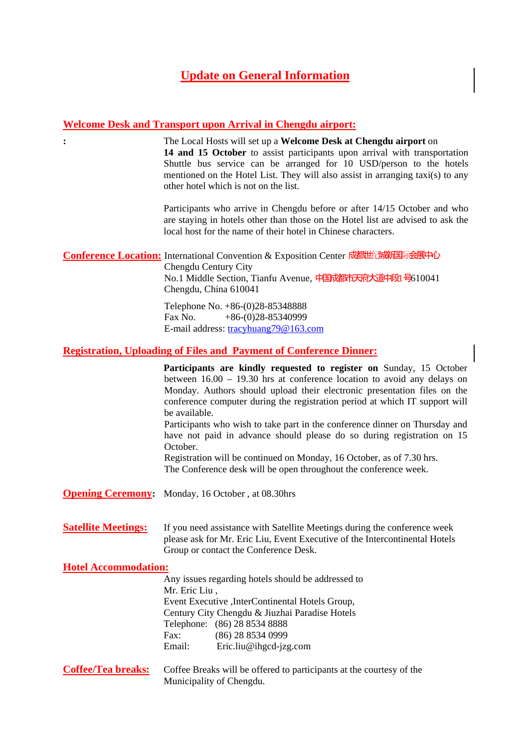# Update on General Information

## Welcome Desk and Transport upon Arrival in Chengdu airport:

:

The Local Hosts will set up a **Welcome Desk at Chengdu airport** on **14 and 15 October** to assist participants upon arrival with transportation Shuttle bus service can be arranged for 10 USD/person to the hotels mentioned on the Hotel List. They will also assist in arranging taxi(s) to any other hotel which is not on the list.

Participants who arrive in Chengdu before or after 14/15 October and who are staying in hotels other than those on the Hotel list are advised to ask the local host for the name of their hotel in Chinese characters.

## Conference Location:

International Convention & Exposition Center 成都世纪城新国际会展中心
Chengdu Century City
No.1 Middle Section, Tianfu Avenue, 中国成都市天府大道中段1号610041
Chengdu, China 610041

Telephone No. +86-(0)28-85348888
Fax No. +86-(0)28-85340999
E-mail address: tracyhuang79@163.com

## Registration, Uploading of Files and Payment of Conference Dinner:

**Participants are kindly requested to register on** Sunday, 15 October between 16.00 – 19.30 hrs at conference location to avoid any delays on Monday. Authors should upload their electronic presentation files on the conference computer during the registration period at which IT support will be available.
Participants who wish to take part in the conference dinner on Thursday and have not paid in advance should please do so during registration on 15 October.
Registration will be continued on Monday, 16 October, as of 7.30 hrs.
The Conference desk will be open throughout the conference week.

## Opening Ceremony:

Monday, 16 October , at 08.30hrs

## Satellite Meetings:

If you need assistance with Satellite Meetings during the conference week please ask for Mr. Eric Liu, Event Executive of the Intercontinental Hotels Group or contact the Conference Desk.

## Hotel Accommodation:

Any issues regarding hotels should be addressed to
Mr. Eric Liu ,
Event Executive ,InterContinental Hotels Group,
Century City Chengdu & Jiuzhai Paradise Hotels
Telephone: (86) 28 8534 8888
Fax: (86) 28 8534 0999
Email: Eric.liu@ihgcd-jzg.com

## Coffee/Tea breaks:

Coffee Breaks will be offered to participants at the courtesy of the Municipality of Chengdu.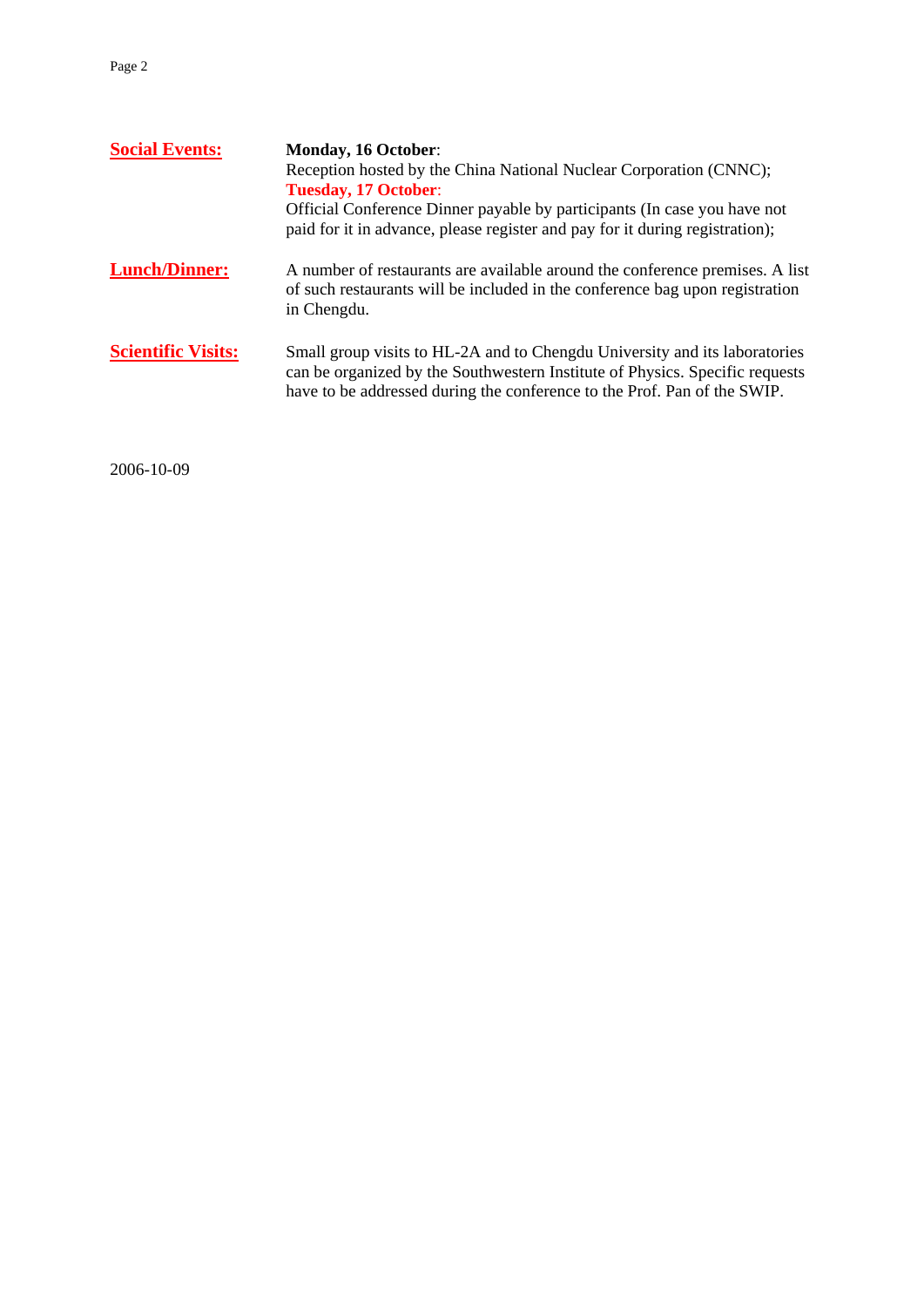**Social Events:**

**Monday, 16 October**:
Reception hosted by the China National Nuclear Corporation (CNNC);
**Tuesday, 17 October**:
Official Conference Dinner payable by participants (In case you have not paid for it in advance, please register and pay for it during registration);

**Lunch/Dinner:**

A number of restaurants are available around the conference premises. A list of such restaurants will be included in the conference bag upon registration in Chengdu.

**Scientific Visits:**

Small group visits to HL-2A and to Chengdu University and its laboratories can be organized by the Southwestern Institute of Physics. Specific requests have to be addressed during the conference to the Prof. Pan of the SWIP.

2006-10-09